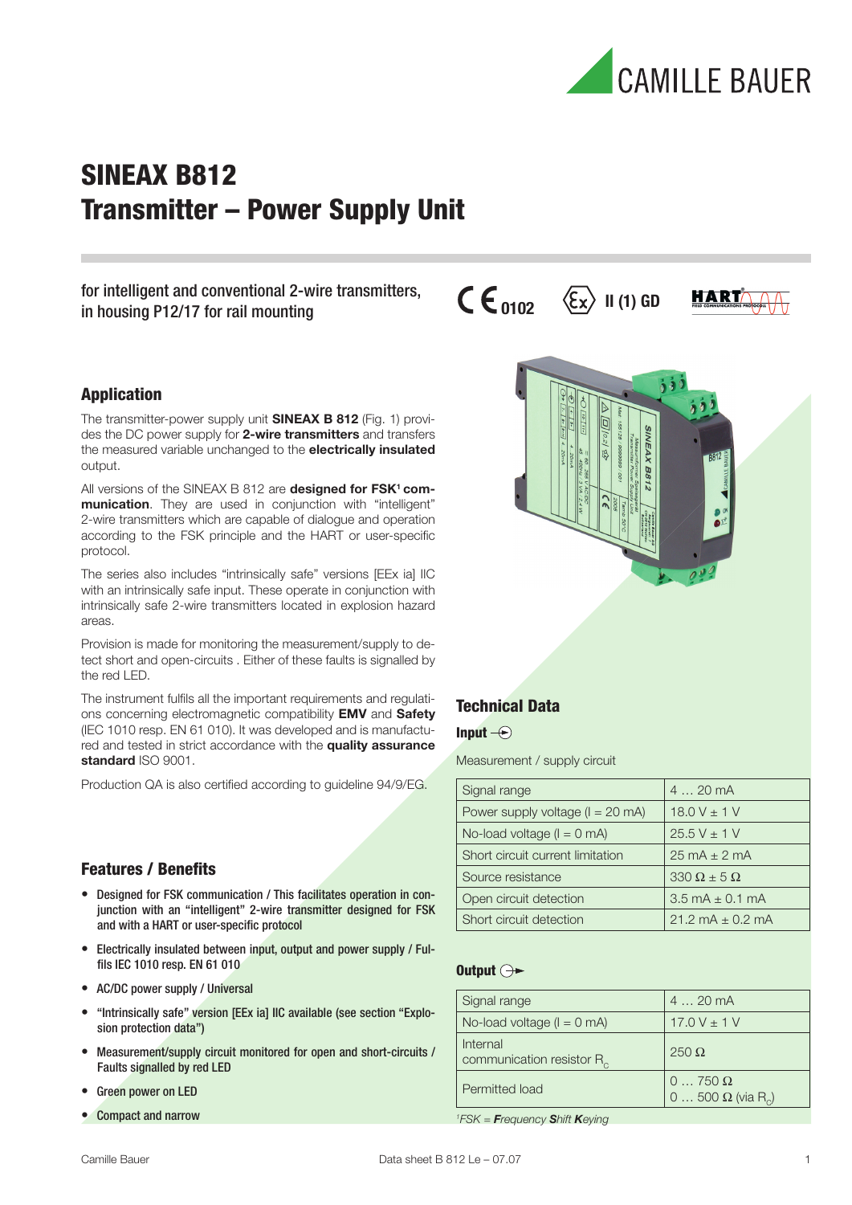# SINEAX B812
# Transmitter – Power Supply Unit

for intelligent and conventional 2-wire transmitters, in housing P12/17 for rail mounting

CE 0102 Ex II (1) GD HART

## Application

The transmitter-power supply unit **SINEAX B 812** (Fig. 1) provides the DC power supply for **2-wire transmitters** and transfers the measured variable unchanged to the **electrically insulated** output.

All versions of the SINEAX B 812 are **designed for FSK[1] communication**. They are used in conjunction with "intelligent" 2-wire transmitters which are capable of dialogue and operation according to the FSK principle and the HART or user-specific protocol.

The series also includes "intrinsically safe" versions [EEx ia] IIC with an intrinsically safe input. These operate in conjunction with intrinsically safe 2-wire transmitters located in explosion hazard areas.

Provision is made for monitoring the measurement/supply to detect short and open-circuits . Either of these faults is signalled by the red LED.

The instrument fulfils all the important requirements and regulations concerning electromagnetic compatibility **EMV** and **Safety** (IEC 1010 resp. EN 61 010). It was developed and is manufactured and tested in strict accordance with the **quality assurance standard** ISO 9001.

Production QA is also certified according to guideline 94/9/EG.

## Features / Benefits

- Designed for FSK communication / This facilitates operation in conjunction with an "intelligent" 2-wire transmitter designed for FSK and with a HART or user-specific protocol
- Electrically insulated between input, output and power supply / Fulfils IEC 1010 resp. EN 61 010
- AC/DC power supply / Universal
- "Intrinsically safe" version [EEx ia] IIC available (see section "Explosion protection data")
- Measurement/supply circuit monitored for open and short-circuits / Faults signalled by red LED
- Green power on LED
- Compact and narrow

## Technical Data

### Input

Measurement / supply circuit

| | |
|---|---|
| Signal range | 4 … 20 mA |
| Power supply voltage (I = 20 mA) | 18.0 V ± 1 V |
| No-load voltage (I = 0 mA) | 25.5 V ± 1 V |
| Short circuit current limitation | 25 mA ± 2 mA |
| Source resistance | 330 Ω ± 5 Ω |
| Open circuit detection | 3.5 mA ± 0.1 mA |
| Short circuit detection | 21.2 mA ± 0.2 mA |

### Output

| | |
|---|---|
| Signal range | 4 … 20 mA |
| No-load voltage (I = 0 mA) | 17.0 V ± 1 V |
| Internal communication resistor $R_C$ | 250 Ω |
| Permitted load | 0 … 750 Ω<br>0 … 500 Ω (via $R_C$) |

[1] *FSK = **F**requency **S**hift **K**eying*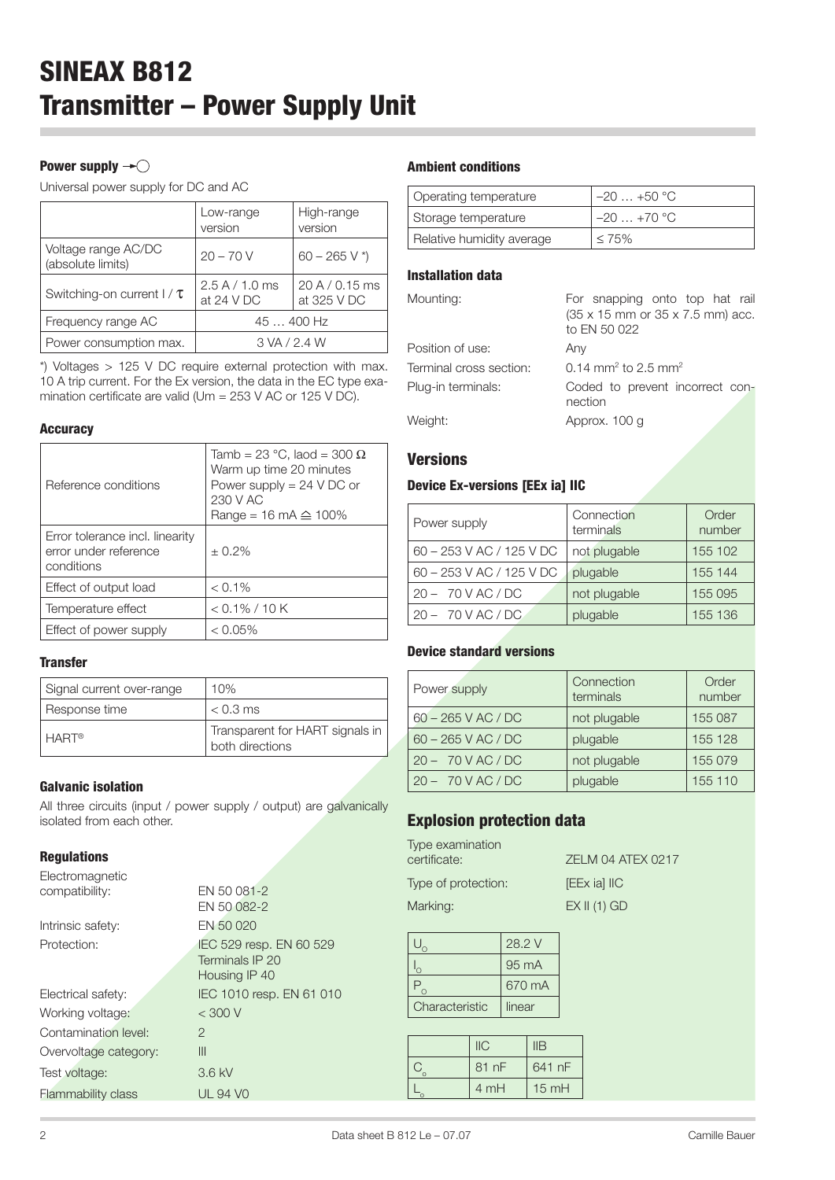# SINEAX B812
# Transmitter – Power Supply Unit

### Power supply

Universal power supply for DC and AC

| | Low-range version | High-range version |
|---|---|---|
| Voltage range AC/DC (absolute limits) | 20 – 70 V | 60 – 265 V *) |
| Switching-on current I / τ | 2.5 A / 1.0 ms at 24 V DC | 20 A / 0.15 ms at 325 V DC |
| Frequency range AC | 45 … 400 Hz | |
| Power consumption max. | 3 VA / 2.4 W | |

*) Voltages > 125 V DC require external protection with max. 10 A trip current. For the Ex version, the data in the EC type examination certificate are valid (Um = 253 V AC or 125 V DC).

### Accuracy

| | |
|---|---|
| Reference conditions | Tamb = 23 °C, Iaod = 300 Ω<br>Warm up time 20 minutes<br>Power supply = 24 V DC or 230 V AC<br>Range = 16 mA ≙ 100% |
| Error tolerance incl. linearity error under reference conditions | ± 0.2% |
| Effect of output load | < 0.1% |
| Temperature effect | < 0.1% / 10 K |
| Effect of power supply | < 0.05% |

### Transfer

| | |
|---|---|
| Signal current over-range | 10% |
| Response time | < 0.3 ms |
| HART® | Transparent for HART signals in both directions |

### Galvanic isolation

All three circuits (input / power supply / output) are galvanically isolated from each other.

### Regulations

| | |
|---|---|
| Electromagnetic compatibility: | EN 50 081-2<br>EN 50 082-2 |
| Intrinsic safety: | EN 50 020 |
| Protection: | IEC 529 resp. EN 60 529<br>Terminals IP 20<br>Housing IP 40 |
| Electrical safety: | IEC 1010 resp. EN 61 010 |
| Working voltage: | < 300 V |
| Contamination level: | 2 |
| Overvoltage category: | III |
| Test voltage: | 3.6 kV |
| Flammability class | UL 94 V0 |

### Ambient conditions

| | |
|---|---|
| Operating temperature | –20 … +50 °C |
| Storage temperature | –20 … +70 °C |
| Relative humidity average | ≤ 75% |

### Installation data

| | |
|---|---|
| Mounting: | For snapping onto top hat rail (35 x 15 mm or 35 x 7.5 mm) acc. to EN 50 022 |
| Position of use: | Any |
| Terminal cross section: | 0.14 mm² to 2.5 mm² |
| Plug-in terminals: | Coded to prevent incorrect connection |
| Weight: | Approx. 100 g |

## Versions

### Device Ex-versions [EEx ia] IIC

| Power supply | Connection terminals | Order number |
|---|---|---|
| 60 – 253 V AC / 125 V DC | not plugable | 155 102 |
| 60 – 253 V AC / 125 V DC | plugable | 155 144 |
| 20 – 70 V AC / DC | not plugable | 155 095 |
| 20 – 70 V AC / DC | plugable | 155 136 |

### Device standard versions

| Power supply | Connection terminals | Order number |
|---|---|---|
| 60 – 265 V AC / DC | not plugable | 155 087 |
| 60 – 265 V AC / DC | plugable | 155 128 |
| 20 – 70 V AC / DC | not plugable | 155 079 |
| 20 – 70 V AC / DC | plugable | 155 110 |

## Explosion protection data

| | |
|---|---|
| Type examination certificate: | ZELM 04 ATEX 0217 |
| Type of protection: | [EEx ia] IIC |
| Marking: | EX II (1) GD |

| | |
|---|---|
| $U_o$ | 28.2 V |
| $I_o$ | 95 mA |
| $P_o$ | 670 mA |
| Characteristic | linear |

| | IIC | IIB |
|---|---|---|
| $C_o$ | 81 nF | 641 nF |
| $L_o$ | 4 mH | 15 mH |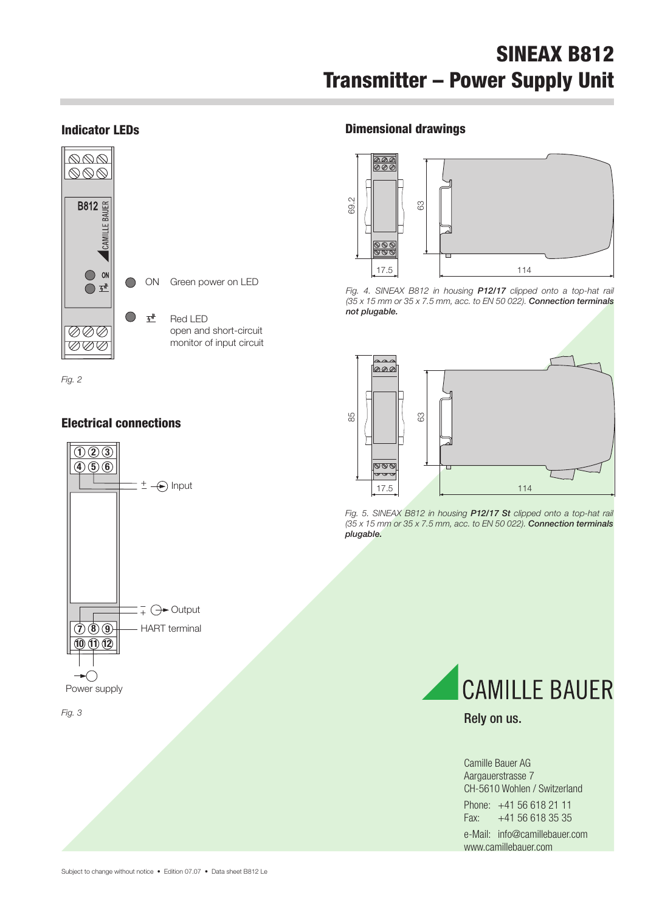# SINEAX B812
# Transmitter – Power Supply Unit

## Indicator LEDs

B812
CAMILLE BAUER
ON

ON Green power on LED

Red LED
open and short-circuit
monitor of input circuit

*Fig. 2*

## Electrical connections

1 2 3
4 5 6

± Input

− + Output

7 8 9 HART terminal
10 11 12

Power supply

*Fig. 3*

## Dimensional drawings

69.2
63
17.5
114

*Fig. 4. SINEAX B812 in housing **P12/17** clipped onto a top-hat rail (35 x 15 mm or 35 x 7.5 mm, acc. to EN 50 022). **Connection terminals not plugable.***

85
63
17.5
114

*Fig. 5. SINEAX B812 in housing **P12/17 St** clipped onto a top-hat rail (35 x 15 mm or 35 x 7.5 mm, acc. to EN 50 022). **Connection terminals plugable.***

CAMILLE BAUER
Rely on us.

Camille Bauer AG
Aargauerstrasse 7
CH-5610 Wohlen / Switzerland
Phone: +41 56 618 21 11
Fax: +41 56 618 35 35
e-Mail: info@camillebauer.com
www.camillebauer.com

Subject to change without notice • Edition 07.07 • Data sheet B812 Le